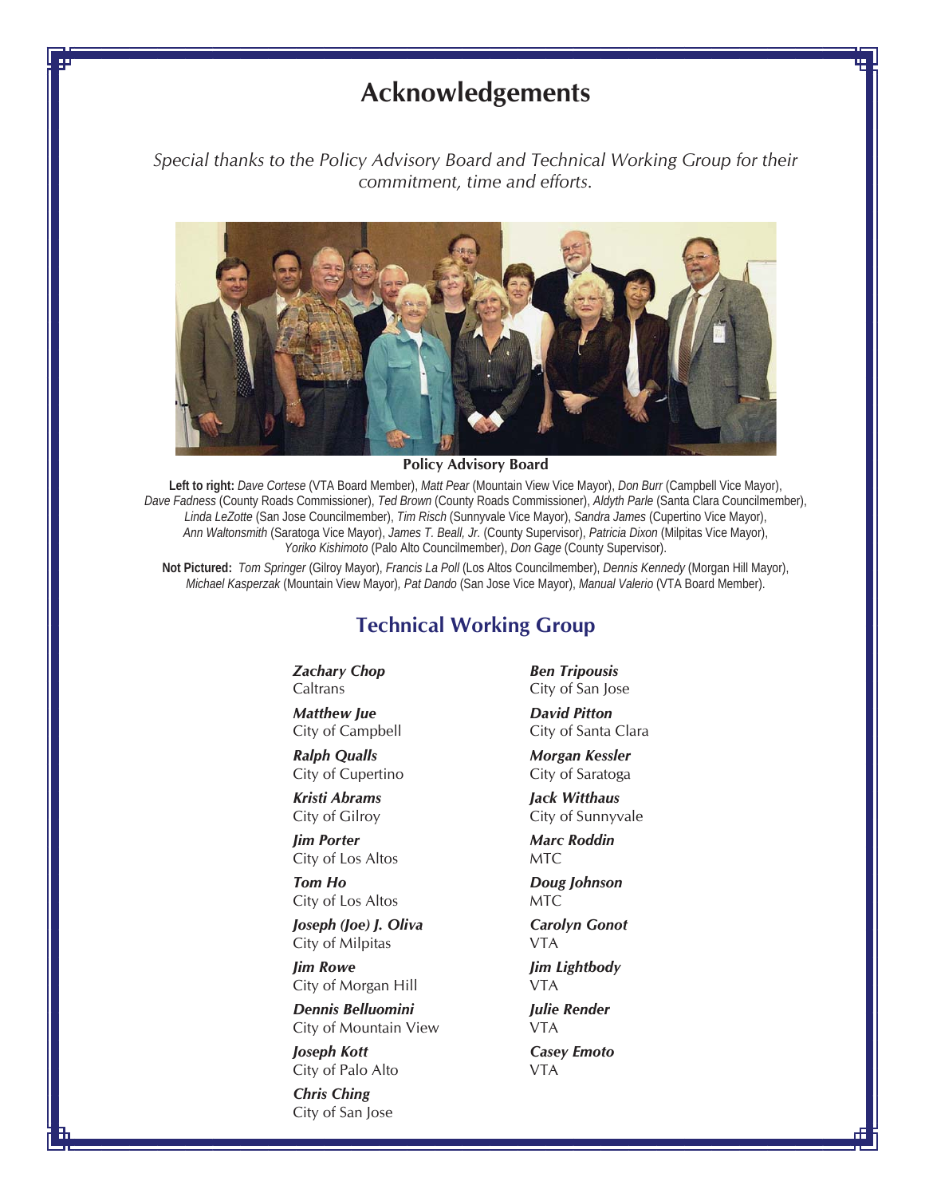# Acknowledgements

*Special thanks to the Policy Advisory Board and Technical Working Group for their commitment, time and efforts.*

**Policy Advisory Board**

**Left to right:** *Dave Cortese* (VTA Board Member), *Matt Pear* (Mountain View Vice Mayor), *Don Burr* (Campbell Vice Mayor), *Dave Fadness* (County Roads Commissioner), *Ted Brown* (County Roads Commissioner), *Aldyth Parle* (Santa Clara Councilmember), *Linda LeZotte* (San Jose Councilmember), *Tim Risch* (Sunnyvale Vice Mayor), *Sandra James* (Cupertino Vice Mayor), *Ann Waltonsmith* (Saratoga Vice Mayor), *James T. Beall, Jr.* (County Supervisor), *Patricia Dixon* (Milpitas Vice Mayor), *Yoriko Kishimoto* (Palo Alto Councilmember), *Don Gage* (County Supervisor).

**Not Pictured:** *Tom Springer* (Gilroy Mayor), *Francis La Poll* (Los Altos Councilmember), *Dennis Kennedy* (Morgan Hill Mayor), *Michael Kasperzak* (Mountain View Mayor), *Pat Dando* (San Jose Vice Mayor), *Manual Valerio* (VTA Board Member).

## Technical Working Group

***Zachary Chop***
Caltrans

***Matthew Jue***
City of Campbell

***Ralph Qualls***
City of Cupertino

***Kristi Abrams***
City of Gilroy

***Jim Porter***
City of Los Altos

***Tom Ho***
City of Los Altos

***Joseph (Joe) J. Oliva***
City of Milpitas

***Jim Rowe***
City of Morgan Hill

***Dennis Belluomini***
City of Mountain View

***Joseph Kott***
City of Palo Alto

***Chris Ching***
City of San Jose

***Ben Tripousis***
City of San Jose

***David Pitton***
City of Santa Clara

***Morgan Kessler***
City of Saratoga

***Jack Witthaus***
City of Sunnyvale

***Marc Roddin***
MTC

***Doug Johnson***
MTC

***Carolyn Gonot***
VTA

***Jim Lightbody***
VTA

***Julie Render***
VTA

***Casey Emoto***
VTA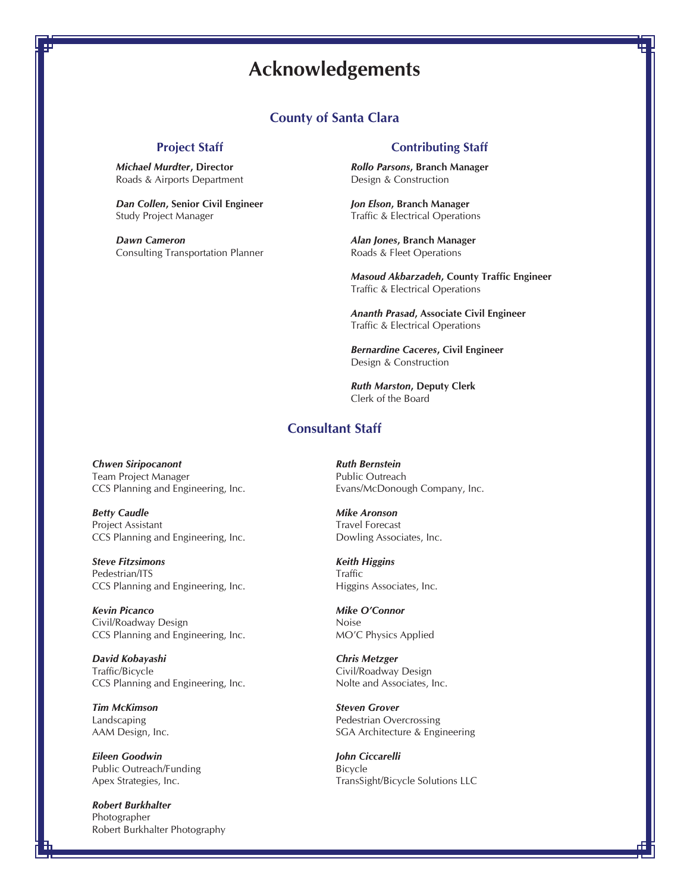# Acknowledgements

## County of Santa Clara

### Project Staff

***Michael Murdter*, Director**
Roads & Airports Department

***Dan Collen*, Senior Civil Engineer**
Study Project Manager

***Dawn Cameron***
Consulting Transportation Planner

### Contributing Staff

***Rollo Parsons*, Branch Manager**
Design & Construction

***Jon Elson*, Branch Manager**
Traffic & Electrical Operations

***Alan Jones*, Branch Manager**
Roads & Fleet Operations

***Masoud Akbarzadeh*, County Traffic Engineer**
Traffic & Electrical Operations

***Ananth Prasad*, Associate Civil Engineer**
Traffic & Electrical Operations

***Bernardine Caceres*, Civil Engineer**
Design & Construction

***Ruth Marston*, Deputy Clerk**
Clerk of the Board

## Consultant Staff

***Chwen Siripocanont***
Team Project Manager
CCS Planning and Engineering, Inc.

***Betty Caudle***
Project Assistant
CCS Planning and Engineering, Inc.

***Steve Fitzsimons***
Pedestrian/ITS
CCS Planning and Engineering, Inc.

***Kevin Picanco***
Civil/Roadway Design
CCS Planning and Engineering, Inc.

***David Kobayashi***
Traffic/Bicycle
CCS Planning and Engineering, Inc.

***Tim McKimson***
Landscaping
AAM Design, Inc.

***Eileen Goodwin***
Public Outreach/Funding
Apex Strategies, Inc.

***Robert Burkhalter***
Photographer
Robert Burkhalter Photography

***Ruth Bernstein***
Public Outreach
Evans/McDonough Company, Inc.

***Mike Aronson***
Travel Forecast
Dowling Associates, Inc.

***Keith Higgins***
Traffic
Higgins Associates, Inc.

***Mike O'Connor***
Noise
MO'C Physics Applied

***Chris Metzger***
Civil/Roadway Design
Nolte and Associates, Inc.

***Steven Grover***
Pedestrian Overcrossing
SGA Architecture & Engineering

***John Ciccarelli***
Bicycle
TransSight/Bicycle Solutions LLC